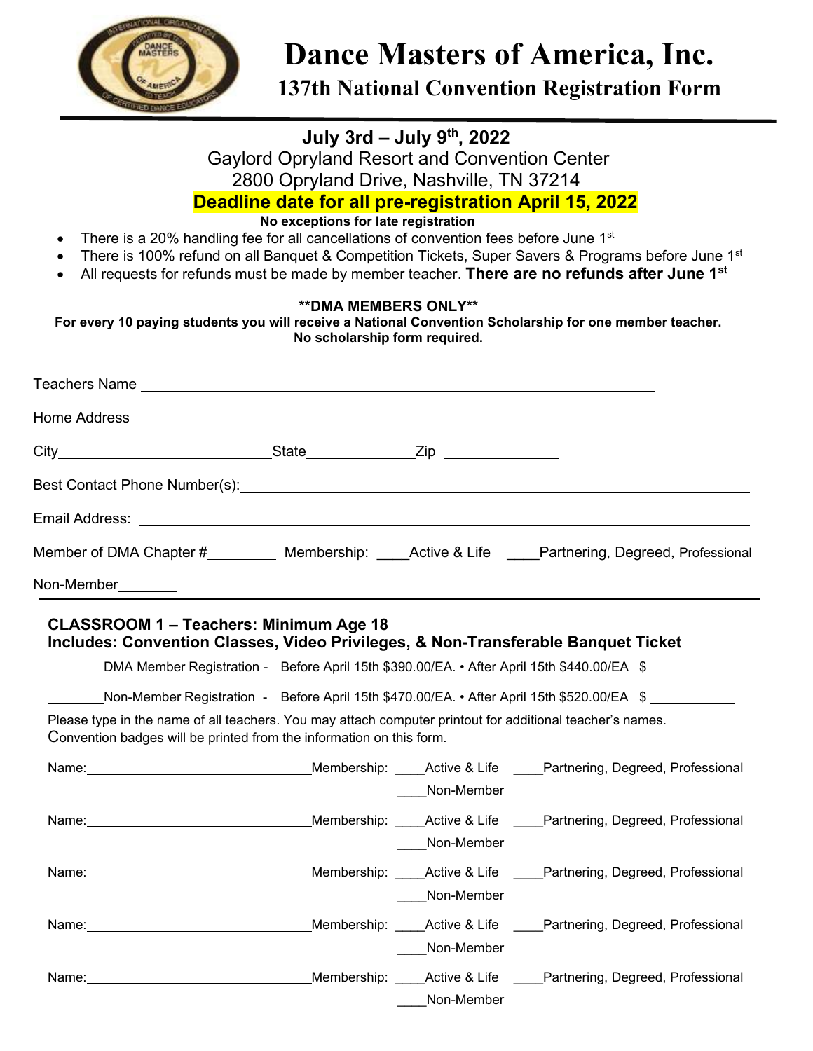# Dance Masters of America, Inc.

## 137th National Convention Registration Form

**July 3rd – July 9th, 2022**

Gaylord Opryland Resort and Convention Center
2800 Opryland Drive, Nashville, TN 37214

**Deadline date for all pre-registration April 15, 2022**

**No exceptions for late registration**

- There is a 20% handling fee for all cancellations of convention fees before June 1st
- There is 100% refund on all Banquet & Competition Tickets, Super Savers & Programs before June 1st
- All requests for refunds must be made by member teacher. **There are no refunds after June 1st**

**\*\*DMA MEMBERS ONLY\*\***

**For every 10 paying students you will receive a National Convention Scholarship for one member teacher. No scholarship form required.**

Teachers Name ______________________________

Home Address ______________________________

City ______________ State ______________ Zip ______________

Best Contact Phone Number(s): ______________________________

Email Address: ______________________________

Member of DMA Chapter # ________ Membership: ____Active & Life ____Partnering, Degreed, Professional

Non-Member________

### CLASSROOM 1 – Teachers: Minimum Age 18
### Includes: Convention Classes, Video Privileges, & Non-Transferable Banquet Ticket

________DMA Member Registration - Before April 15th $390.00/EA. • After April 15th $440.00/EA $ ___________

________Non-Member Registration - Before April 15th $470.00/EA. • After April 15th $520.00/EA $ ___________

Please type in the name of all teachers. You may attach computer printout for additional teacher's names. Convention badges will be printed from the information on this form.

Name: ______________________ Membership: ____Active & Life ____Partnering, Degreed, Professional ____Non-Member

Name: ______________________ Membership: ____Active & Life ____Partnering, Degreed, Professional ____Non-Member

Name: ______________________ Membership: ____Active & Life ____Partnering, Degreed, Professional ____Non-Member

Name: ______________________ Membership: ____Active & Life ____Partnering, Degreed, Professional ____Non-Member

Name: ______________________ Membership: ____Active & Life ____Partnering, Degreed, Professional ____Non-Member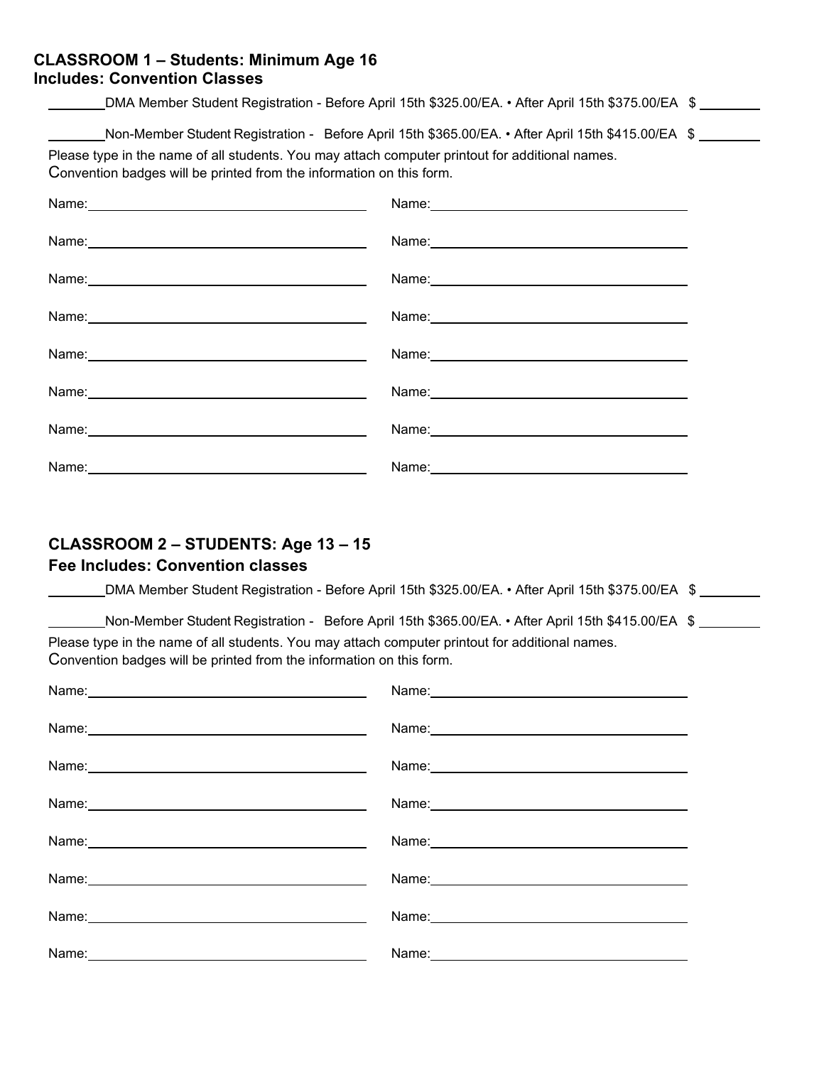## CLASSROOM 1 – Students: Minimum Age 16
## Includes: Convention Classes

________DMA Member Student Registration - Before April 15th $325.00/EA. • After April 15th $375.00/EA $ ________

________Non-Member Student Registration - Before April 15th $365.00/EA. • After April 15th $415.00/EA $ ________

Please type in the name of all students. You may attach computer printout for additional names.
Convention badges will be printed from the information on this form.

| | |
|---|---|
| Name: | Name: |
| Name: | Name: |
| Name: | Name: |
| Name: | Name: |
| Name: | Name: |
| Name: | Name: |
| Name: | Name: |
| Name: | Name: |

## CLASSROOM 2 – STUDENTS: Age 13 – 15
## Fee Includes: Convention classes

________DMA Member Student Registration - Before April 15th $325.00/EA. • After April 15th $375.00/EA $ ________

________Non-Member Student Registration - Before April 15th $365.00/EA. • After April 15th $415.00/EA $ ________

Please type in the name of all students. You may attach computer printout for additional names.
Convention badges will be printed from the information on this form.

| | |
|---|---|
| Name: | Name: |
| Name: | Name: |
| Name: | Name: |
| Name: | Name: |
| Name: | Name: |
| Name: | Name: |
| Name: | Name: |
| Name: | Name: |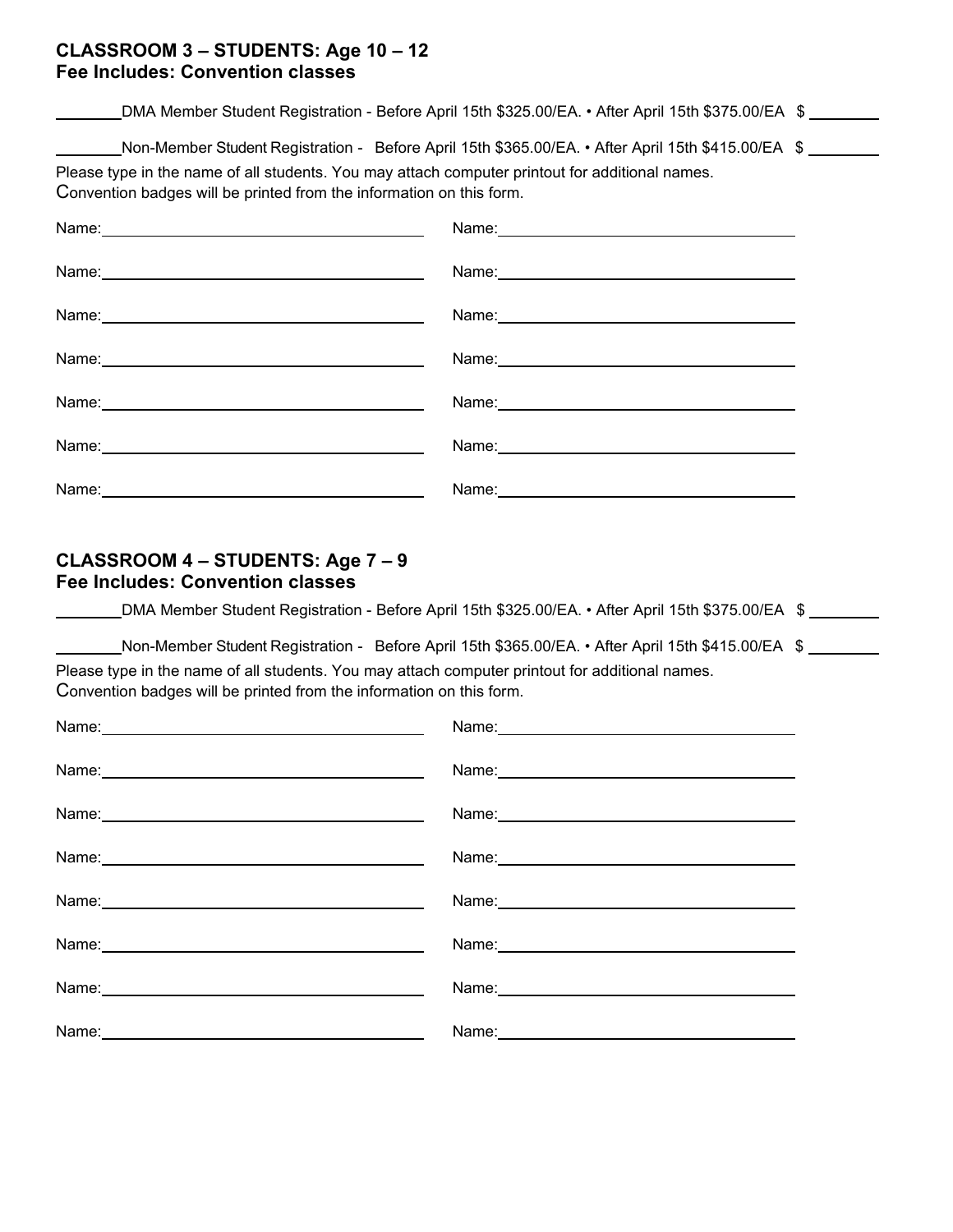## CLASSROOM 3 – STUDENTS: Age 10 – 12
### Fee Includes: Convention classes

________DMA Member Student Registration - Before April 15th $325.00/EA. • After April 15th $375.00/EA $ ________

________Non-Member Student Registration - Before April 15th $365.00/EA. • After April 15th $415.00/EA $ ________

Please type in the name of all students. You may attach computer printout for additional names.
Convention badges will be printed from the information on this form.

Name:______________________________ Name:______________________________

Name:______________________________ Name:______________________________

Name:______________________________ Name:______________________________

Name:______________________________ Name:______________________________

Name:______________________________ Name:______________________________

Name:______________________________ Name:______________________________

Name:______________________________ Name:______________________________

## CLASSROOM 4 – STUDENTS: Age 7 – 9
### Fee Includes: Convention classes

________DMA Member Student Registration - Before April 15th $325.00/EA. • After April 15th $375.00/EA $ ________

________Non-Member Student Registration - Before April 15th $365.00/EA. • After April 15th $415.00/EA $ ________

Please type in the name of all students. You may attach computer printout for additional names.
Convention badges will be printed from the information on this form.

Name:______________________________ Name:______________________________

Name:______________________________ Name:______________________________

Name:______________________________ Name:______________________________

Name:______________________________ Name:______________________________

Name:______________________________ Name:______________________________

Name:______________________________ Name:______________________________

Name:______________________________ Name:______________________________

Name:______________________________ Name:______________________________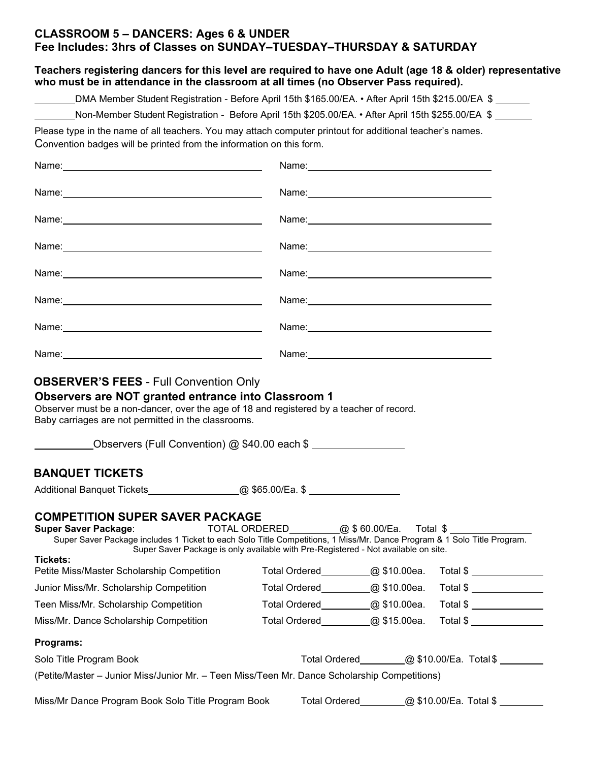## CLASSROOM 5 – DANCERS: Ages 6 & UNDER
## Fee Includes: 3hrs of Classes on SUNDAY–TUESDAY–THURSDAY & SATURDAY

**Teachers registering dancers for this level are required to have one Adult (age 18 & older) representative who must be in attendance in the classroom at all times (no Observer Pass required).**

________DMA Member Student Registration - Before April 15th $165.00/EA. • After April 15th $215.00/EA $ ______

________Non-Member Student Registration - Before April 15th $205.00/EA. • After April 15th $255.00/EA $ _______

Please type in the name of all teachers. You may attach computer printout for additional teacher's names.
Convention badges will be printed from the information on this form.

| | |
|---|---|
| Name: | Name: |
| Name: | Name: |
| Name: | Name: |
| Name: | Name: |
| Name: | Name: |
| Name: | Name: |
| Name: | Name: |
| Name: | Name: |

## OBSERVER'S FEES - Full Convention Only

**Observers are NOT granted entrance into Classroom 1**

Observer must be a non-dancer, over the age of 18 and registered by a teacher of record.
Baby carriages are not permitted in the classrooms.

__________Observers (Full Convention) @ $40.00 each $ ________________

## BANQUET TICKETS

Additional Banquet Tickets________________@ $65.00/Ea. $ ________________

## COMPETITION SUPER SAVER PACKAGE

**Super Saver Package**: TOTAL ORDERED_________@ $ 60.00/Ea. Total $ _______________

Super Saver Package includes 1 Ticket to each Solo Title Competitions, 1 Miss/Mr. Dance Program & 1 Solo Title Program.
Super Saver Package is only available with Pre-Registered - Not available on site.

**Tickets:**

| | | | |
|---|---|---|---|
| Petite Miss/Master Scholarship Competition | Total Ordered_________ | @ $10.00ea. | Total $ _____________ |
| Junior Miss/Mr. Scholarship Competition | Total Ordered_________ | @ $10.00ea. | Total $ _____________ |
| Teen Miss/Mr. Scholarship Competition | Total Ordered_________ | @ $10.00ea. | Total $ _____________ |
| Miss/Mr. Dance Scholarship Competition | Total Ordered_________ | @ $15.00ea. | Total $ _____________ |

**Programs:**

Solo Title Program Book Total Ordered________@ $10.00/Ea. Total $ ________

(Petite/Master – Junior Miss/Junior Mr. – Teen Miss/Teen Mr. Dance Scholarship Competitions)

Miss/Mr Dance Program Book Solo Title Program Book Total Ordered________@ $10.00/Ea. Total $ ________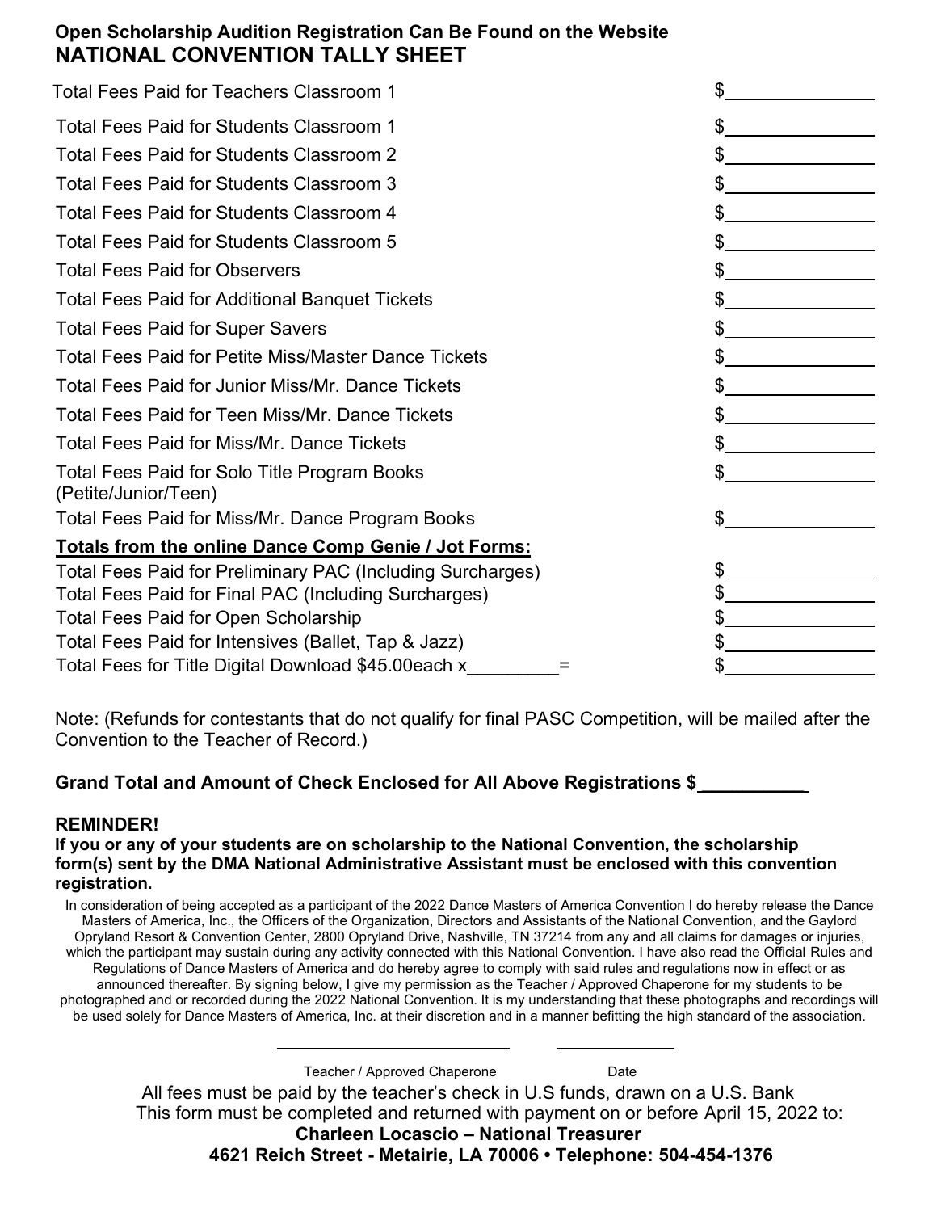**Open Scholarship Audition Registration Can Be Found on the Website**

# NATIONAL CONVENTION TALLY SHEET

| | |
|---|---|
| Total Fees Paid for Teachers Classroom 1 | $\_\_\_\_\_\_\_\_\_\_ |
| Total Fees Paid for Students Classroom 1 | $\_\_\_\_\_\_\_\_\_\_ |
| Total Fees Paid for Students Classroom 2 | $\_\_\_\_\_\_\_\_\_\_ |
| Total Fees Paid for Students Classroom 3 | $\_\_\_\_\_\_\_\_\_\_ |
| Total Fees Paid for Students Classroom 4 | $\_\_\_\_\_\_\_\_\_\_ |
| Total Fees Paid for Students Classroom 5 | $\_\_\_\_\_\_\_\_\_\_ |
| Total Fees Paid for Observers | $\_\_\_\_\_\_\_\_\_\_ |
| Total Fees Paid for Additional Banquet Tickets | $\_\_\_\_\_\_\_\_\_\_ |
| Total Fees Paid for Super Savers | $\_\_\_\_\_\_\_\_\_\_ |
| Total Fees Paid for Petite Miss/Master Dance Tickets | $\_\_\_\_\_\_\_\_\_\_ |
| Total Fees Paid for Junior Miss/Mr. Dance Tickets | $\_\_\_\_\_\_\_\_\_\_ |
| Total Fees Paid for Teen Miss/Mr. Dance Tickets | $\_\_\_\_\_\_\_\_\_\_ |
| Total Fees Paid for Miss/Mr. Dance Tickets | $\_\_\_\_\_\_\_\_\_\_ |
| Total Fees Paid for Solo Title Program Books (Petite/Junior/Teen) | $\_\_\_\_\_\_\_\_\_\_ |
| Total Fees Paid for Miss/Mr. Dance Program Books | $\_\_\_\_\_\_\_\_\_\_ |
| **Totals from the online Dance Comp Genie / Jot Forms:** | |
| Total Fees Paid for Preliminary PAC (Including Surcharges) | $\_\_\_\_\_\_\_\_\_\_ |
| Total Fees Paid for Final PAC (Including Surcharges) | $\_\_\_\_\_\_\_\_\_\_ |
| Total Fees Paid for Open Scholarship | $\_\_\_\_\_\_\_\_\_\_ |
| Total Fees Paid for Intensives (Ballet, Tap & Jazz) | $\_\_\_\_\_\_\_\_\_\_ |
| Total Fees for Title Digital Download $45.00each x\_\_\_\_\_\_\_\_\_= | $\_\_\_\_\_\_\_\_\_\_ |

Note: (Refunds for contestants that do not qualify for final PASC Competition, will be mailed after the Convention to the Teacher of Record.)

**Grand Total and Amount of Check Enclosed for All Above Registrations $\_\_\_\_\_\_\_\_\_\_\_**

**REMINDER!**

**If you or any of your students are on scholarship to the National Convention, the scholarship form(s) sent by the DMA National Administrative Assistant must be enclosed with this convention registration.**

In consideration of being accepted as a participant of the 2022 Dance Masters of America Convention I do hereby release the Dance Masters of America, Inc., the Officers of the Organization, Directors and Assistants of the National Convention, and the Gaylord Opryland Resort & Convention Center, 2800 Opryland Drive, Nashville, TN 37214 from any and all claims for damages or injuries, which the participant may sustain during any activity connected with this National Convention. I have also read the Official Rules and Regulations of Dance Masters of America and do hereby agree to comply with said rules and regulations now in effect or as announced thereafter. By signing below, I give my permission as the Teacher / Approved Chaperone for my students to be photographed and or recorded during the 2022 National Convention. It is my understanding that these photographs and recordings will be used solely for Dance Masters of America, Inc. at their discretion and in a manner befitting the high standard of the association.

\_\_\_\_\_\_\_\_\_\_\_\_\_\_\_\_\_\_\_\_\_\_\_\_\_\_ \_\_\_\_\_\_\_\_\_\_\_\_\_\_

Teacher / Approved Chaperone Date

All fees must be paid by the teacher's check in U.S funds, drawn on a U.S. Bank

This form must be completed and returned with payment on or before April 15, 2022 to:

**Charleen Locascio – National Treasurer**

**4621 Reich Street - Metairie, LA 70006 • Telephone: 504-454-1376**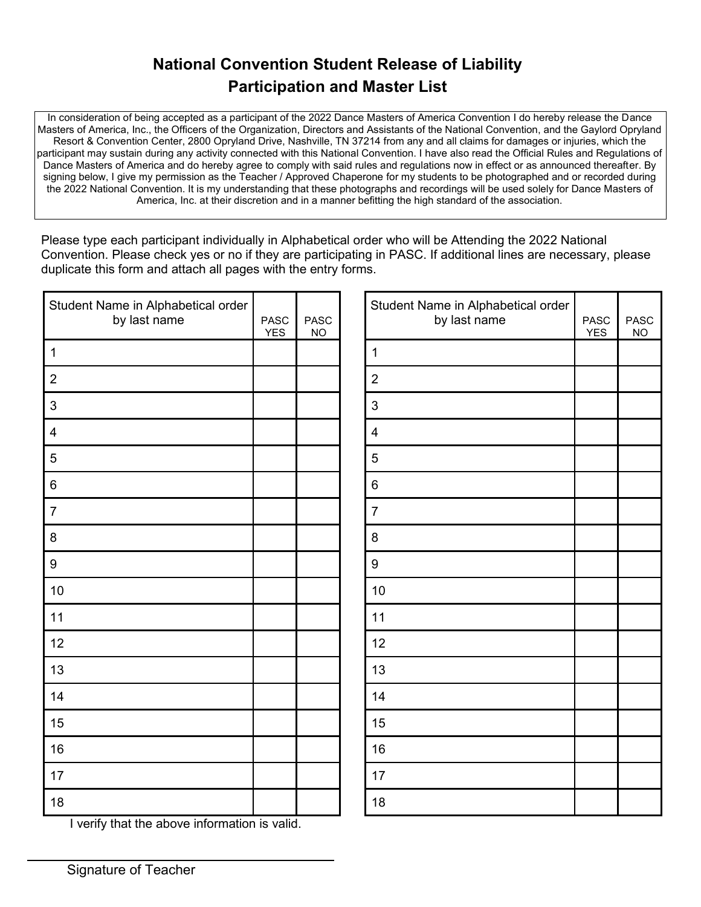# National Convention Student Release of Liability
## Participation and Master List

In consideration of being accepted as a participant of the 2022 Dance Masters of America Convention I do hereby release the Dance Masters of America, Inc., the Officers of the Organization, Directors and Assistants of the National Convention, and the Gaylord Opryland Resort & Convention Center, 2800 Opryland Drive, Nashville, TN 37214 from any and all claims for damages or injuries, which the participant may sustain during any activity connected with this National Convention. I have also read the Official Rules and Regulations of Dance Masters of America and do hereby agree to comply with said rules and regulations now in effect or as announced thereafter. By signing below, I give my permission as the Teacher / Approved Chaperone for my students to be photographed and or recorded during the 2022 National Convention. It is my understanding that these photographs and recordings will be used solely for Dance Masters of America, Inc. at their discretion and in a manner befitting the high standard of the association.

Please type each participant individually in Alphabetical order who will be Attending the 2022 National Convention. Please check yes or no if they are participating in PASC. If additional lines are necessary, please duplicate this form and attach all pages with the entry forms.

| Student Name in Alphabetical order by last name | PASC YES | PASC NO |
|---|---|---|
| 1 | | |
| 2 | | |
| 3 | | |
| 4 | | |
| 5 | | |
| 6 | | |
| 7 | | |
| 8 | | |
| 9 | | |
| 10 | | |
| 11 | | |
| 12 | | |
| 13 | | |
| 14 | | |
| 15 | | |
| 16 | | |
| 17 | | |
| 18 | | |

| Student Name in Alphabetical order by last name | PASC YES | PASC NO |
|---|---|---|
| 1 | | |
| 2 | | |
| 3 | | |
| 4 | | |
| 5 | | |
| 6 | | |
| 7 | | |
| 8 | | |
| 9 | | |
| 10 | | |
| 11 | | |
| 12 | | |
| 13 | | |
| 14 | | |
| 15 | | |
| 16 | | |
| 17 | | |
| 18 | | |

I verify that the above information is valid.

______________________________

Signature of Teacher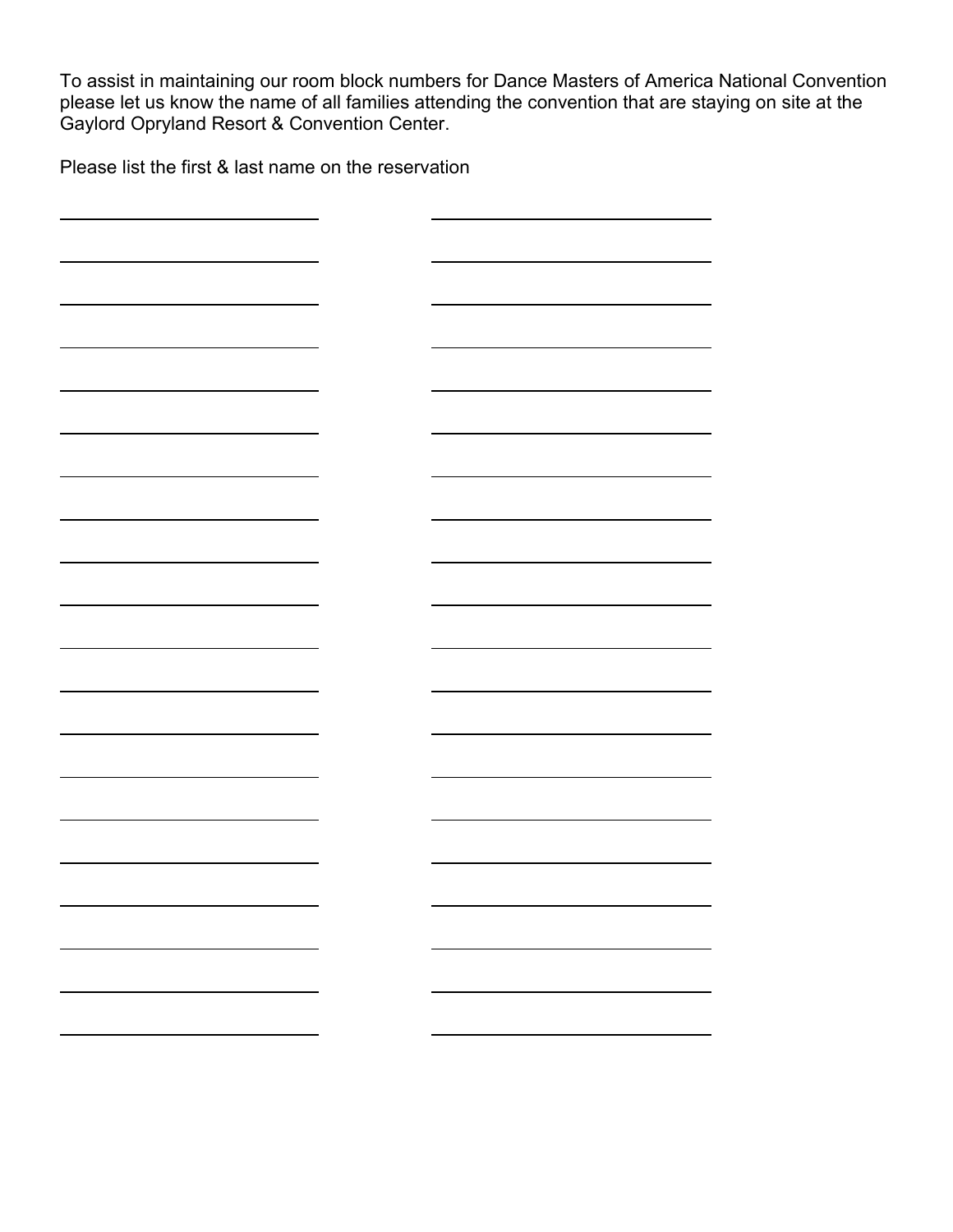To assist in maintaining our room block numbers for Dance Masters of America National Convention please let us know the name of all families attending the convention that are staying on site at the Gaylord Opryland Resort & Convention Center.

Please list the first & last name on the reservation

| | |
|---|---|
| | |
| | |
| | |
| | |
| | |
| | |
| | |
| | |
| | |
| | |
| | |
| | |
| | |
| | |
| | |
| | |
| | |
| | |
| | |
| | |